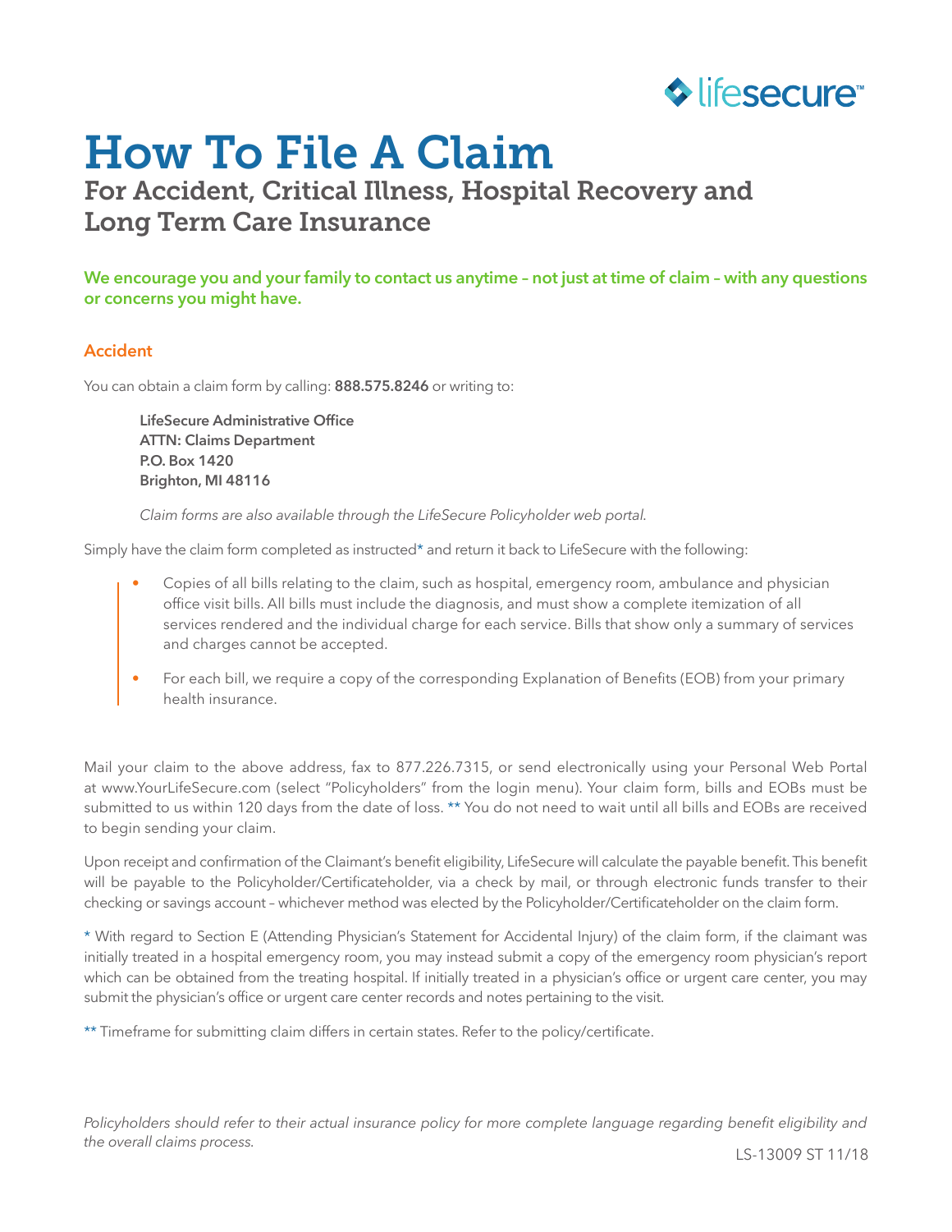lifesecure™

# How To File A Claim

## For Accident, Critical Illness, Hospital Recovery and Long Term Care Insurance

**We encourage you and your family to contact us anytime – not just at time of claim – with any questions or concerns you might have.**

### Accident

You can obtain a claim form by calling: **888.575.8246** or writing to:

> **LifeSecure Administrative Office**
> **ATTN: Claims Department**
> **P.O. Box 1420**
> **Brighton, MI 48116**
>
> *Claim forms are also available through the LifeSecure Policyholder web portal.*

Simply have the claim form completed as instructed* and return it back to LifeSecure with the following:

- Copies of all bills relating to the claim, such as hospital, emergency room, ambulance and physician office visit bills. All bills must include the diagnosis, and must show a complete itemization of all services rendered and the individual charge for each service. Bills that show only a summary of services and charges cannot be accepted.
- For each bill, we require a copy of the corresponding Explanation of Benefits (EOB) from your primary health insurance.

Mail your claim to the above address, fax to 877.226.7315, or send electronically using your Personal Web Portal at www.YourLifeSecure.com (select "Policyholders" from the login menu). Your claim form, bills and EOBs must be submitted to us within 120 days from the date of loss. ** You do not need to wait until all bills and EOBs are received to begin sending your claim.

Upon receipt and confirmation of the Claimant's benefit eligibility, LifeSecure will calculate the payable benefit. This benefit will be payable to the Policyholder/Certificateholder, via a check by mail, or through electronic funds transfer to their checking or savings account – whichever method was elected by the Policyholder/Certificateholder on the claim form.

\* With regard to Section E (Attending Physician's Statement for Accidental Injury) of the claim form, if the claimant was initially treated in a hospital emergency room, you may instead submit a copy of the emergency room physician's report which can be obtained from the treating hospital. If initially treated in a physician's office or urgent care center, you may submit the physician's office or urgent care center records and notes pertaining to the visit.

** Timeframe for submitting claim differs in certain states. Refer to the policy/certificate.

*Policyholders should refer to their actual insurance policy for more complete language regarding benefit eligibility and the overall claims process.*

LS-13009 ST 11/18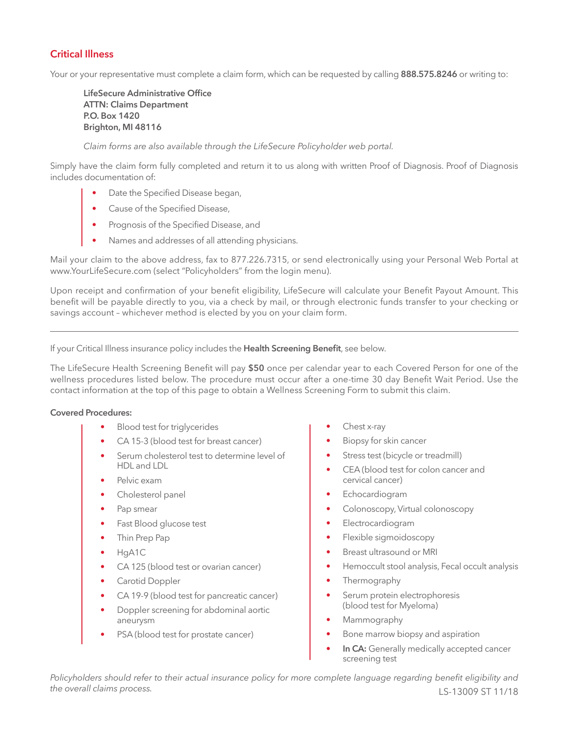## Critical Illness

Your or your representative must complete a claim form, which can be requested by calling **888.575.8246** or writing to:

**LifeSecure Administrative Office**
**ATTN: Claims Department**
**P.O. Box 1420**
**Brighton, MI 48116**

*Claim forms are also available through the LifeSecure Policyholder web portal.*

Simply have the claim form fully completed and return it to us along with written Proof of Diagnosis. Proof of Diagnosis includes documentation of:

- Date the Specified Disease began,
- Cause of the Specified Disease,
- Prognosis of the Specified Disease, and
- Names and addresses of all attending physicians.

Mail your claim to the above address, fax to 877.226.7315, or send electronically using your Personal Web Portal at www.YourLifeSecure.com (select "Policyholders" from the login menu).

Upon receipt and confirmation of your benefit eligibility, LifeSecure will calculate your Benefit Payout Amount. This benefit will be payable directly to you, via a check by mail, or through electronic funds transfer to your checking or savings account – whichever method is elected by you on your claim form.

---

If your Critical Illness insurance policy includes the **Health Screening Benefit**, see below.

The LifeSecure Health Screening Benefit will pay **$50** once per calendar year to each Covered Person for one of the wellness procedures listed below. The procedure must occur after a one-time 30 day Benefit Wait Period. Use the contact information at the top of this page to obtain a Wellness Screening Form to submit this claim.

**Covered Procedures:**

- Blood test for triglycerides
- CA 15-3 (blood test for breast cancer)
- Serum cholesterol test to determine level of HDL and LDL
- Pelvic exam
- Cholesterol panel
- Pap smear
- Fast Blood glucose test
- Thin Prep Pap
- HgA1C
- CA 125 (blood test or ovarian cancer)
- Carotid Doppler
- CA 19-9 (blood test for pancreatic cancer)
- Doppler screening for abdominal aortic aneurysm
- PSA (blood test for prostate cancer)
- Chest x-ray
- Biopsy for skin cancer
- Stress test (bicycle or treadmill)
- CEA (blood test for colon cancer and cervical cancer)
- Echocardiogram
- Colonoscopy, Virtual colonoscopy
- Electrocardiogram
- Flexible sigmoidoscopy
- Breast ultrasound or MRI
- Hemoccult stool analysis, Fecal occult analysis
- Thermography
- Serum protein electrophoresis (blood test for Myeloma)
- Mammography
- Bone marrow biopsy and aspiration
- **In CA:** Generally medically accepted cancer screening test

*Policyholders should refer to their actual insurance policy for more complete language regarding benefit eligibility and the overall claims process.*

LS-13009 ST 11/18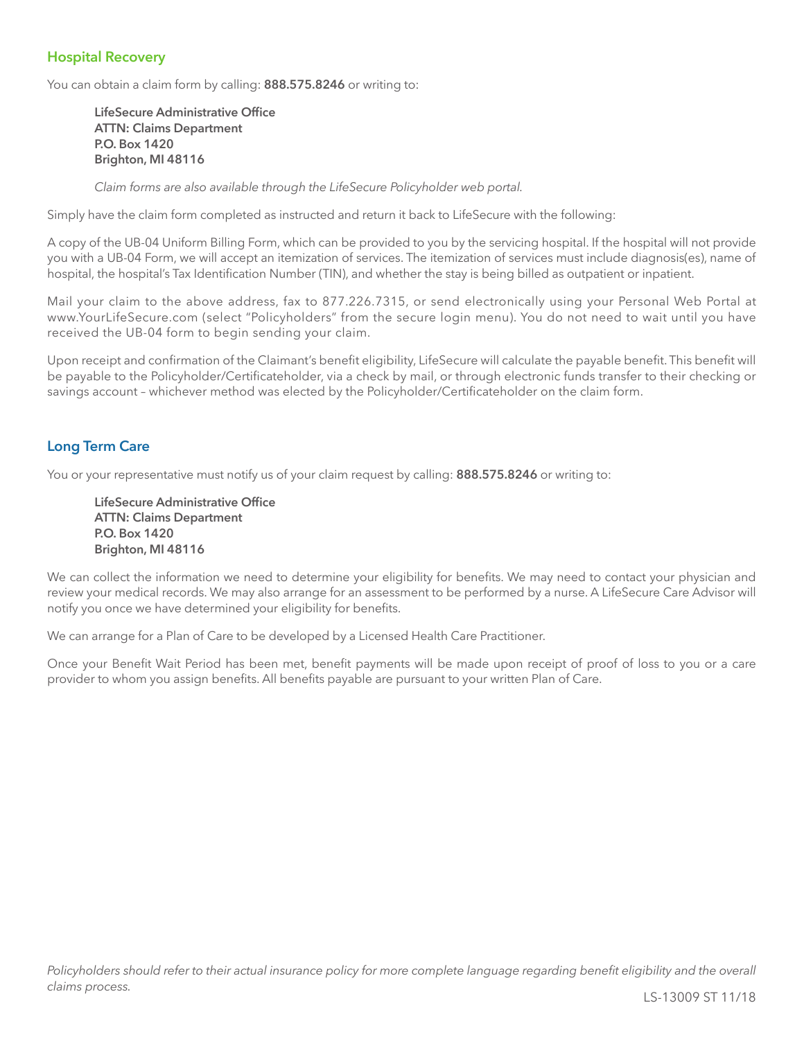## Hospital Recovery

You can obtain a claim form by calling: **888.575.8246** or writing to:

> **LifeSecure Administrative Office**
> **ATTN: Claims Department**
> **P.O. Box 1420**
> **Brighton, MI 48116**
>
> *Claim forms are also available through the LifeSecure Policyholder web portal.*

Simply have the claim form completed as instructed and return it back to LifeSecure with the following:

A copy of the UB-04 Uniform Billing Form, which can be provided to you by the servicing hospital. If the hospital will not provide you with a UB-04 Form, we will accept an itemization of services. The itemization of services must include diagnosis(es), name of hospital, the hospital's Tax Identification Number (TIN), and whether the stay is being billed as outpatient or inpatient.

Mail your claim to the above address, fax to 877.226.7315, or send electronically using your Personal Web Portal at www.YourLifeSecure.com (select "Policyholders" from the secure login menu). You do not need to wait until you have received the UB-04 form to begin sending your claim.

Upon receipt and confirmation of the Claimant's benefit eligibility, LifeSecure will calculate the payable benefit. This benefit will be payable to the Policyholder/Certificateholder, via a check by mail, or through electronic funds transfer to their checking or savings account – whichever method was elected by the Policyholder/Certificateholder on the claim form.

## Long Term Care

You or your representative must notify us of your claim request by calling: **888.575.8246** or writing to:

> **LifeSecure Administrative Office**
> **ATTN: Claims Department**
> **P.O. Box 1420**
> **Brighton, MI 48116**

We can collect the information we need to determine your eligibility for benefits. We may need to contact your physician and review your medical records. We may also arrange for an assessment to be performed by a nurse. A LifeSecure Care Advisor will notify you once we have determined your eligibility for benefits.

We can arrange for a Plan of Care to be developed by a Licensed Health Care Practitioner.

Once your Benefit Wait Period has been met, benefit payments will be made upon receipt of proof of loss to you or a care provider to whom you assign benefits. All benefits payable are pursuant to your written Plan of Care.

*Policyholders should refer to their actual insurance policy for more complete language regarding benefit eligibility and the overall claims process.*

LS-13009 ST 11/18